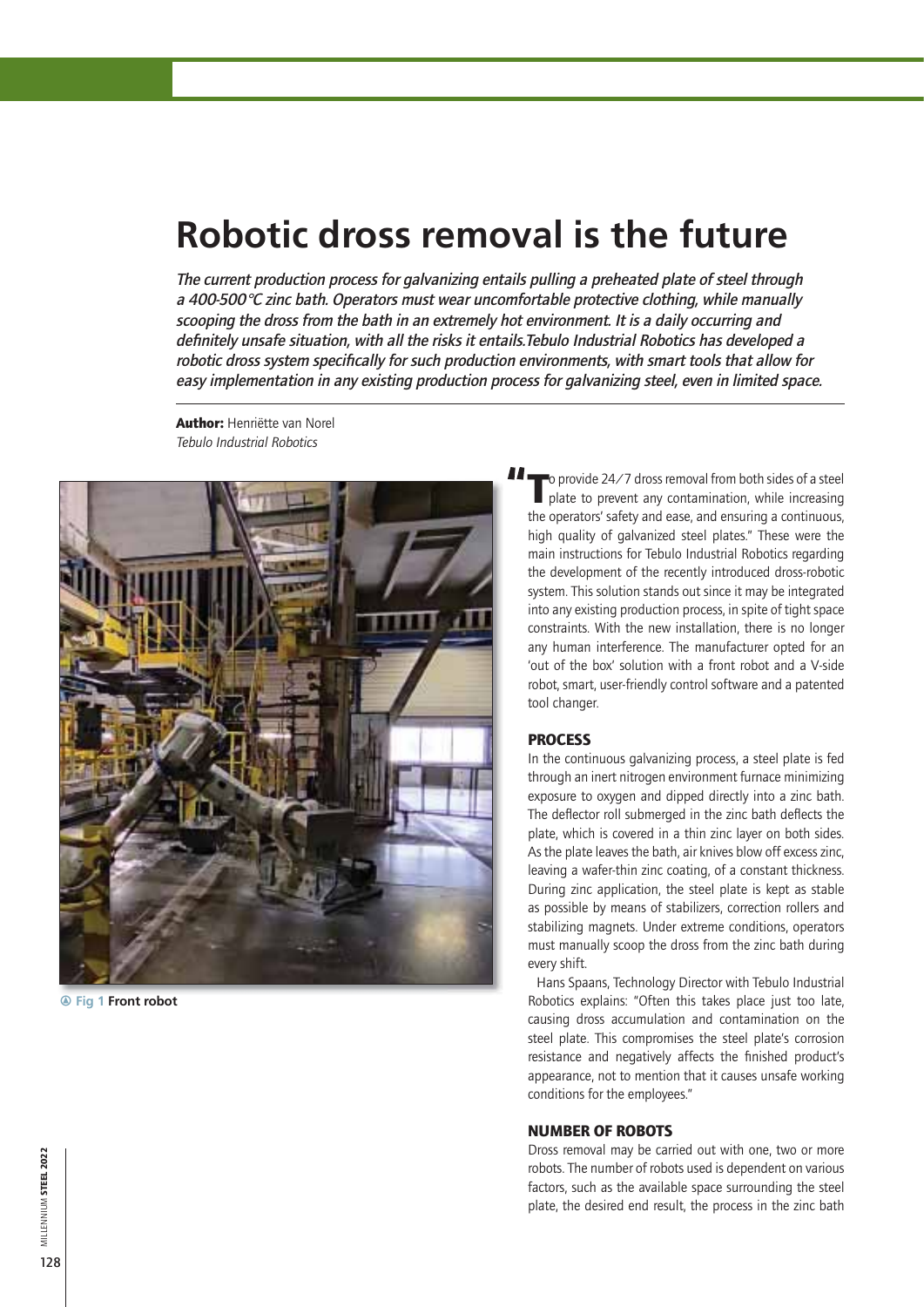# Robotic dross removal is the future

*The current production process for galvanizing entails pulling a preheated plate of steel through a 400-500°C zinc bath. Operators must wear uncomfortable protective clothing, while manually scooping the dross from the bath in an extremely hot environment. It is a daily occurring and definitely unsafe situation, with all the risks it entails.Tebulo Industrial Robotics has developed a robotic dross system specifically for such production environments, with smart tools that allow for easy implementation in any existing production process for galvanizing steel, even in limited space.*

**Author:** Henriëtte van Norel
*Tebulo Industrial Robotics*

Fig 1 **Front robot**

"To provide 24/7 dross removal from both sides of a steel plate to prevent any contamination, while increasing the operators' safety and ease, and ensuring a continuous, high quality of galvanized steel plates." These were the main instructions for Tebulo Industrial Robotics regarding the development of the recently introduced dross-robotic system. This solution stands out since it may be integrated into any existing production process, in spite of tight space constraints. With the new installation, there is no longer any human interference. The manufacturer opted for an 'out of the box' solution with a front robot and a V-side robot, smart, user-friendly control software and a patented tool changer.

## PROCESS

In the continuous galvanizing process, a steel plate is fed through an inert nitrogen environment furnace minimizing exposure to oxygen and dipped directly into a zinc bath. The deflector roll submerged in the zinc bath deflects the plate, which is covered in a thin zinc layer on both sides. As the plate leaves the bath, air knives blow off excess zinc, leaving a wafer-thin zinc coating, of a constant thickness. During zinc application, the steel plate is kept as stable as possible by means of stabilizers, correction rollers and stabilizing magnets. Under extreme conditions, operators must manually scoop the dross from the zinc bath during every shift.

Hans Spaans, Technology Director with Tebulo Industrial Robotics explains: "Often this takes place just too late, causing dross accumulation and contamination on the steel plate. This compromises the steel plate's corrosion resistance and negatively affects the finished product's appearance, not to mention that it causes unsafe working conditions for the employees."

## NUMBER OF ROBOTS

Dross removal may be carried out with one, two or more robots. The number of robots used is dependent on various factors, such as the available space surrounding the steel plate, the desired end result, the process in the zinc bath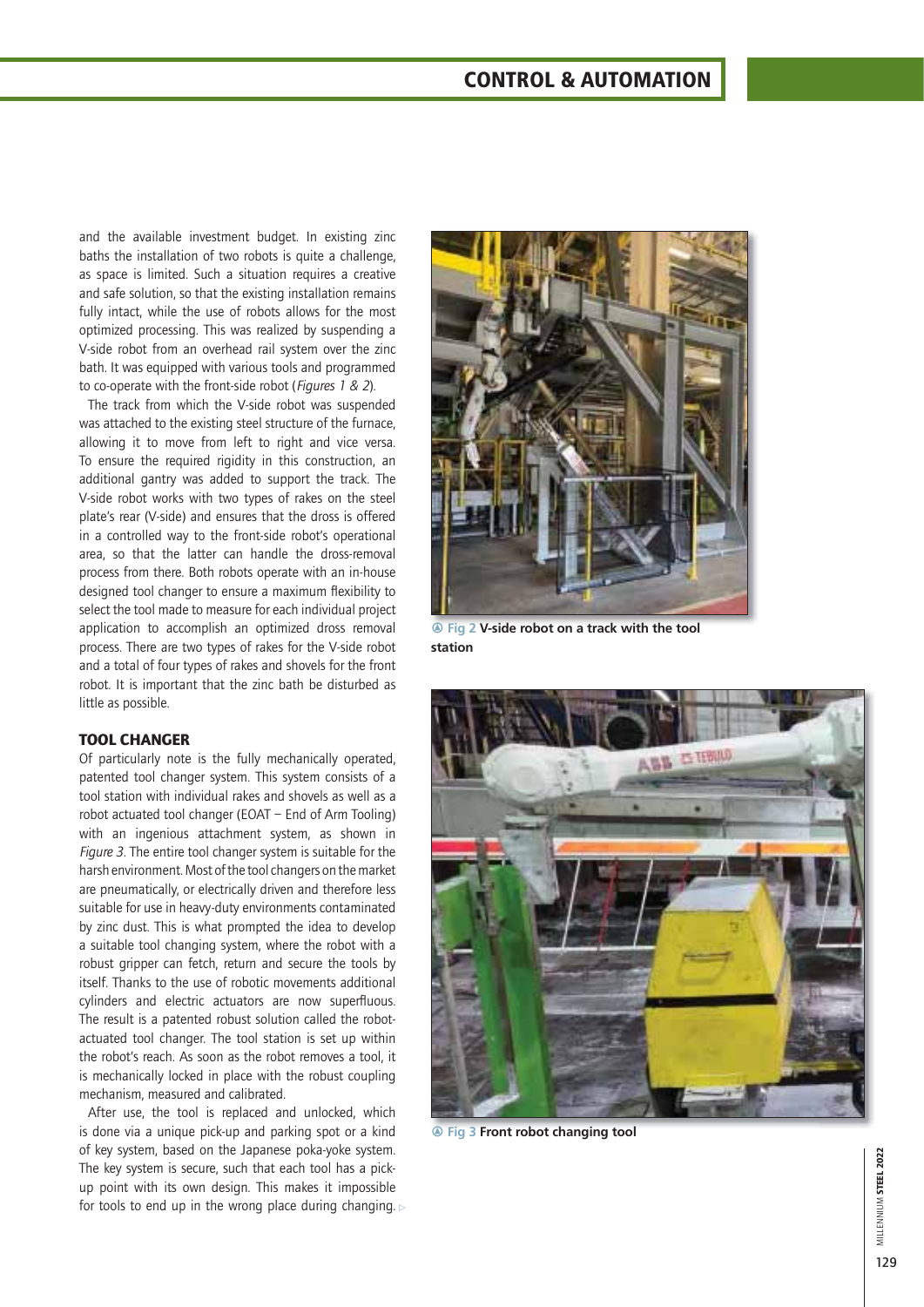and the available investment budget. In existing zinc baths the installation of two robots is quite a challenge, as space is limited. Such a situation requires a creative and safe solution, so that the existing installation remains fully intact, while the use of robots allows for the most optimized processing. This was realized by suspending a V-side robot from an overhead rail system over the zinc bath. It was equipped with various tools and programmed to co-operate with the front-side robot (*Figures 1 & 2*).

The track from which the V-side robot was suspended was attached to the existing steel structure of the furnace, allowing it to move from left to right and vice versa. To ensure the required rigidity in this construction, an additional gantry was added to support the track. The V-side robot works with two types of rakes on the steel plate's rear (V-side) and ensures that the dross is offered in a controlled way to the front-side robot's operational area, so that the latter can handle the dross-removal process from there. Both robots operate with an in-house designed tool changer to ensure a maximum flexibility to select the tool made to measure for each individual project application to accomplish an optimized dross removal process. There are two types of rakes for the V-side robot and a total of four types of rakes and shovels for the front robot. It is important that the zinc bath be disturbed as little as possible.

## TOOL CHANGER

Of particularly note is the fully mechanically operated, patented tool changer system. This system consists of a tool station with individual rakes and shovels as well as a robot actuated tool changer (EOAT – End of Arm Tooling) with an ingenious attachment system, as shown in *Figure 3*. The entire tool changer system is suitable for the harsh environment. Most of the tool changers on the market are pneumatically, or electrically driven and therefore less suitable for use in heavy-duty environments contaminated by zinc dust. This is what prompted the idea to develop a suitable tool changing system, where the robot with a robust gripper can fetch, return and secure the tools by itself. Thanks to the use of robotic movements additional cylinders and electric actuators are now superfluous. The result is a patented robust solution called the robot-actuated tool changer. The tool station is set up within the robot's reach. As soon as the robot removes a tool, it is mechanically locked in place with the robust coupling mechanism, measured and calibrated.

After use, the tool is replaced and unlocked, which is done via a unique pick-up and parking spot or a kind of key system, based on the Japanese poka-yoke system. The key system is secure, such that each tool has a pick-up point with its own design. This makes it impossible for tools to end up in the wrong place during changing.

**Fig 2 V-side robot on a track with the tool station**

**Fig 3 Front robot changing tool**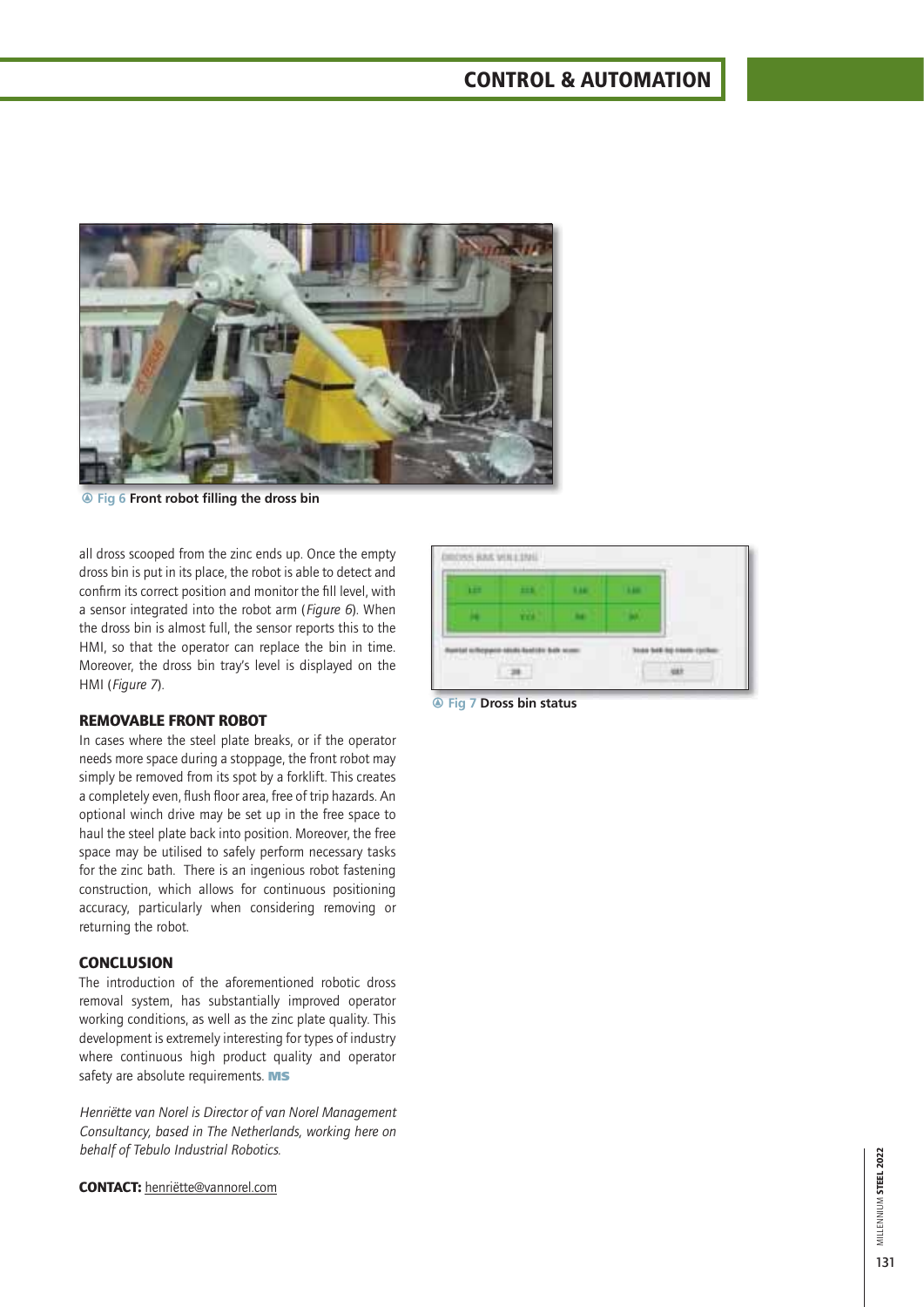Fig 6 Front robot filling the dross bin

all dross scooped from the zinc ends up. Once the empty dross bin is put in its place, the robot is able to detect and confirm its correct position and monitor the fill level, with a sensor integrated into the robot arm (*Figure 6*). When the dross bin is almost full, the sensor reports this to the HMI, so that the operator can replace the bin in time. Moreover, the dross bin tray's level is displayed on the HMI (*Figure 7*).

Fig 7 Dross bin status

## REMOVABLE FRONT ROBOT

In cases where the steel plate breaks, or if the operator needs more space during a stoppage, the front robot may simply be removed from its spot by a forklift. This creates a completely even, flush floor area, free of trip hazards. An optional winch drive may be set up in the free space to haul the steel plate back into position. Moreover, the free space may be utilised to safely perform necessary tasks for the zinc bath. There is an ingenious robot fastening construction, which allows for continuous positioning accuracy, particularly when considering removing or returning the robot.

## CONCLUSION

The introduction of the aforementioned robotic dross removal system, has substantially improved operator working conditions, as well as the zinc plate quality. This development is extremely interesting for types of industry where continuous high product quality and operator safety are absolute requirements. **MS**

*Henriëtte van Norel is Director of van Norel Management Consultancy, based in The Netherlands, working here on behalf of Tebulo Industrial Robotics.*

**CONTACT:** henriëtte@vannorel.com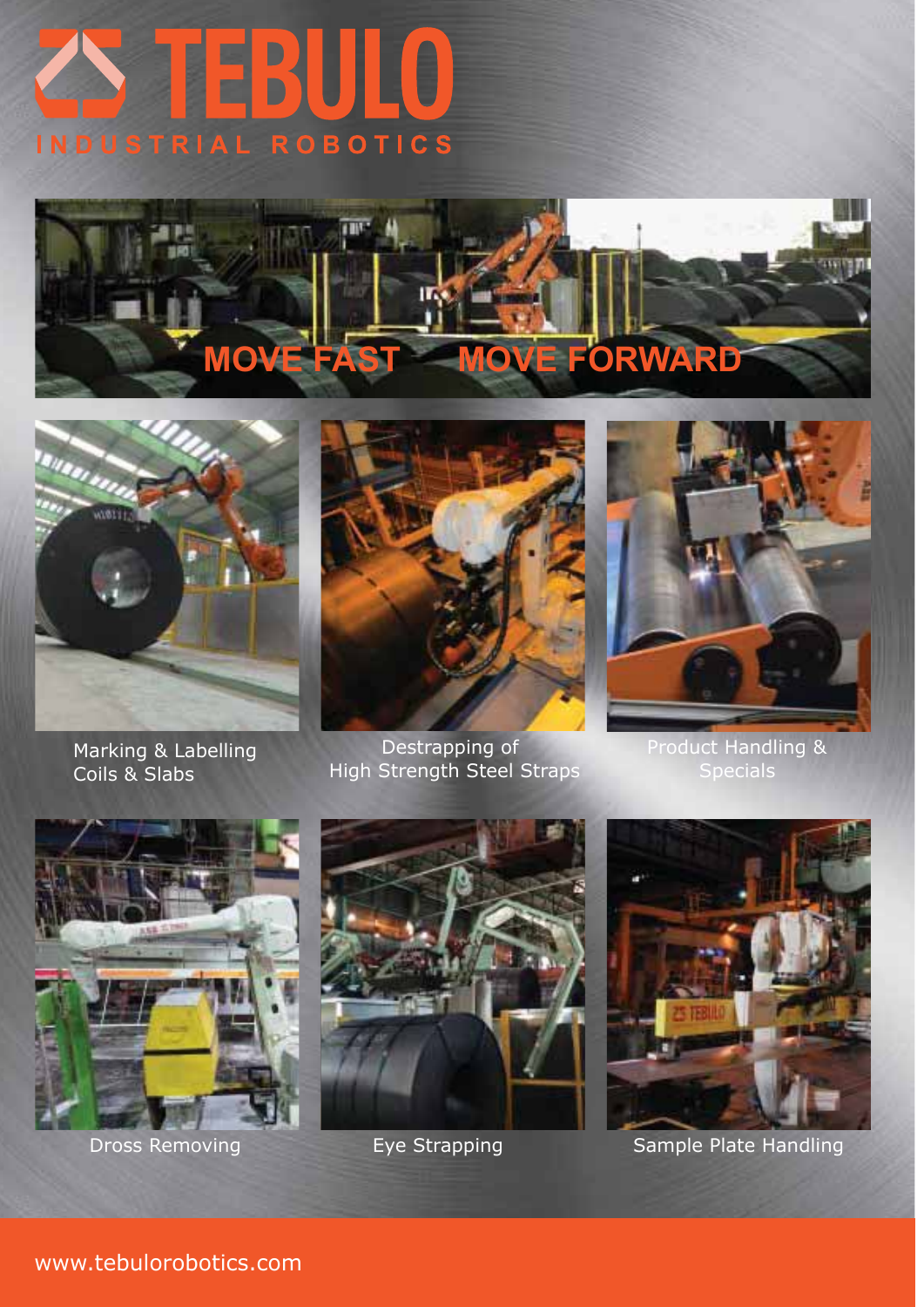# TEBULO

INDUSTRIAL ROBOTICS

MOVE FAST MOVE FORWARD

Marking & Labelling Coils & Slabs

Destrapping of High Strength Steel Straps

Product Handling & Specials

Dross Removing

Eye Strapping

Sample Plate Handling

www.tebulorobotics.com